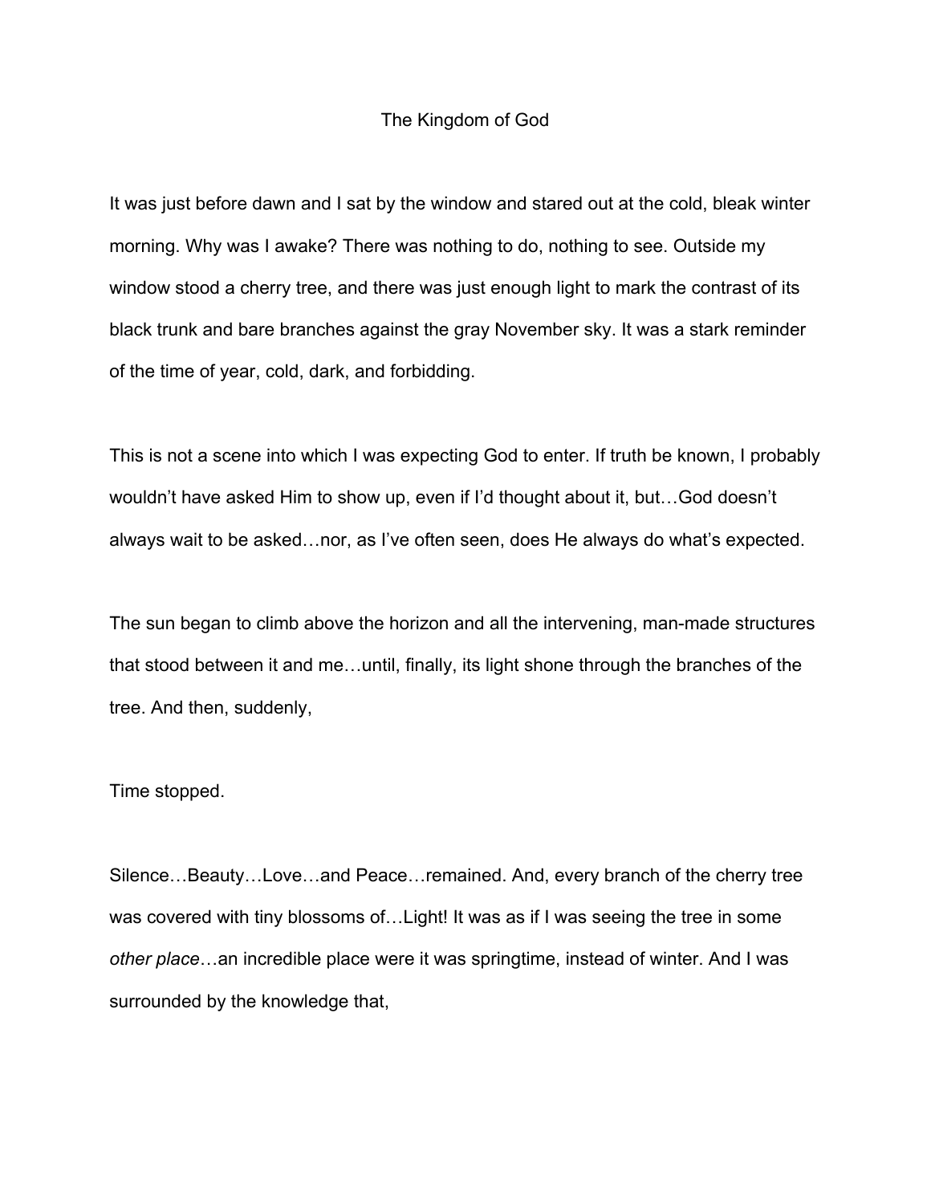# The Kingdom of God

It was just before dawn and I sat by the window and stared out at the cold, bleak winter morning. Why was I awake? There was nothing to do, nothing to see. Outside my window stood a cherry tree, and there was just enough light to mark the contrast of its black trunk and bare branches against the gray November sky. It was a stark reminder of the time of year, cold, dark, and forbidding.

This is not a scene into which I was expecting God to enter. If truth be known, I probably wouldn't have asked Him to show up, even if I'd thought about it, but…God doesn't always wait to be asked…nor, as I've often seen, does He always do what's expected.

The sun began to climb above the horizon and all the intervening, man-made structures that stood between it and me…until, finally, its light shone through the branches of the tree. And then, suddenly,

Time stopped.

Silence…Beauty…Love…and Peace…remained. And, every branch of the cherry tree was covered with tiny blossoms of…Light! It was as if I was seeing the tree in some *other place*…an incredible place were it was springtime, instead of winter. And I was surrounded by the knowledge that,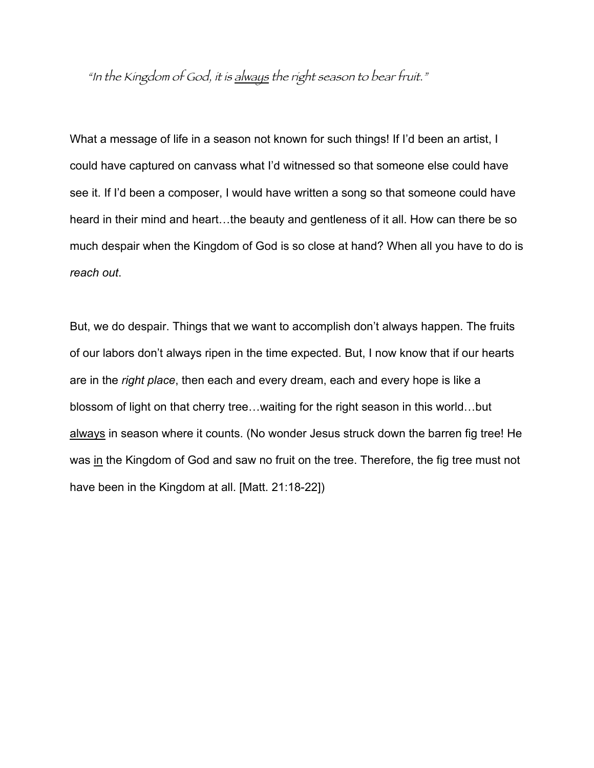*"In the Kingdom of God, it is <u>always</u> the right season to bear fruit."*

What a message of life in a season not known for such things! If I'd been an artist, I could have captured on canvass what I'd witnessed so that someone else could have see it. If I'd been a composer, I would have written a song so that someone could have heard in their mind and heart…the beauty and gentleness of it all. How can there be so much despair when the Kingdom of God is so close at hand? When all you have to do is *reach out*.

But, we do despair. Things that we want to accomplish don't always happen. The fruits of our labors don't always ripen in the time expected. But, I now know that if our hearts are in the *right place*, then each and every dream, each and every hope is like a blossom of light on that cherry tree…waiting for the right season in this world…but <u>always</u> in season where it counts. (No wonder Jesus struck down the barren fig tree! He was <u>in</u> the Kingdom of God and saw no fruit on the tree. Therefore, the fig tree must not have been in the Kingdom at all. [Matt. 21:18-22])